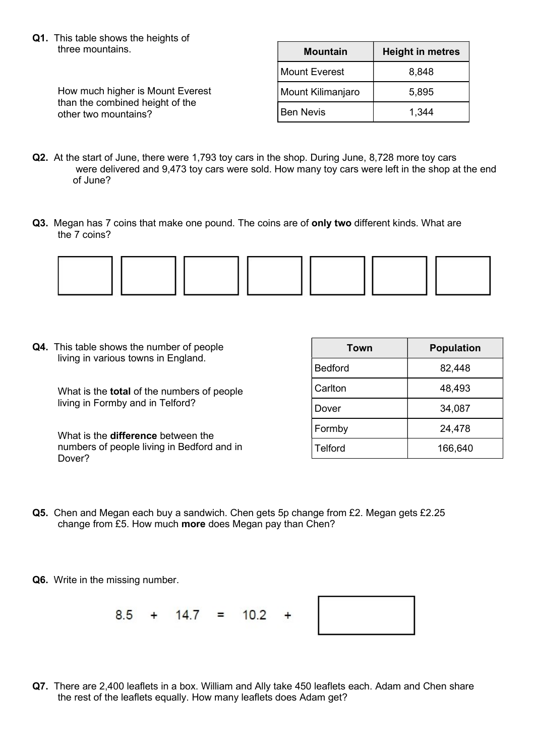**Q1.** This table shows the heights of three mountains.

| Mountain | Height in metres |
|---|---|
| Mount Everest | 8,848 |
| Mount Kilimanjaro | 5,895 |
| Ben Nevis | 1,344 |

How much higher is Mount Everest than the combined height of the other two mountains?

**Q2.** At the start of June, there were 1,793 toy cars in the shop. During June, 8,728 more toy cars were delivered and 9,473 toy cars were sold. How many toy cars were left in the shop at the end of June?

**Q3.** Megan has 7 coins that make one pound. The coins are of **only two** different kinds. What are the 7 coins?

| | | | | | | |
|---|---|---|---|---|---|---|
| | | | | | | |

**Q4.** This table shows the number of people living in various towns in England.

| Town | Population |
|---|---|
| Bedford | 82,448 |
| Carlton | 48,493 |
| Dover | 34,087 |
| Formby | 24,478 |
| Telford | 166,640 |

What is the **total** of the numbers of people living in Formby and in Telford?

What is the **difference** between the numbers of people living in Bedford and in Dover?

**Q5.** Chen and Megan each buy a sandwich. Chen gets 5p change from £2. Megan gets £2.25 change from £5. How much **more** does Megan pay than Chen?

**Q6.** Write in the missing number.

$$8.5 + 14.7 = 10.2 + \square$$

**Q7.** There are 2,400 leaflets in a box. William and Ally take 450 leaflets each. Adam and Chen share the rest of the leaflets equally. How many leaflets does Adam get?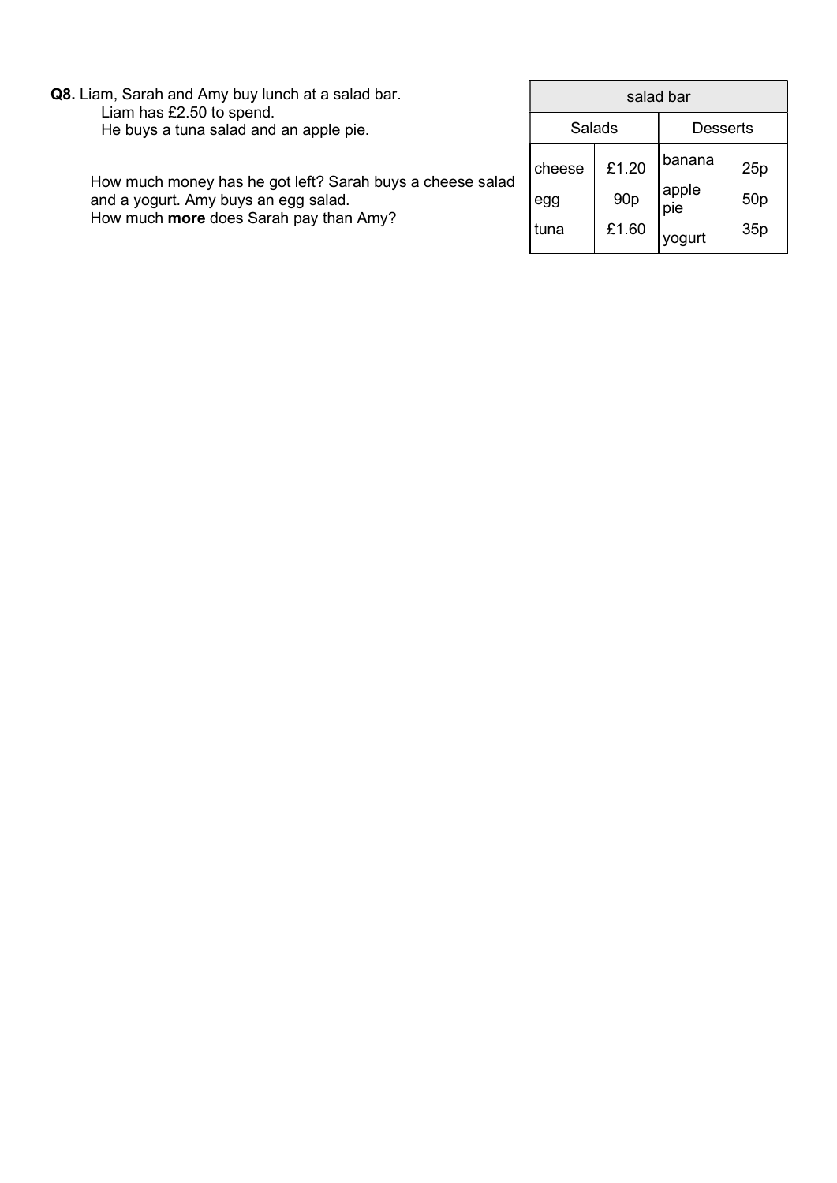**Q8.** Liam, Sarah and Amy buy lunch at a salad bar.

Liam has £2.50 to spend.

He buys a tuna salad and an apple pie.

How much money has he got left? Sarah buys a cheese salad and a yogurt. Amy buys an egg salad.

How much **more** does Sarah pay than Amy?

| salad bar | | | |
|---|---|---|---|
| Salads | | Desserts | |
| cheese | £1.20 | banana | 25p |
| egg | 90p | apple pie | 50p |
| tuna | £1.60 | yogurt | 35p |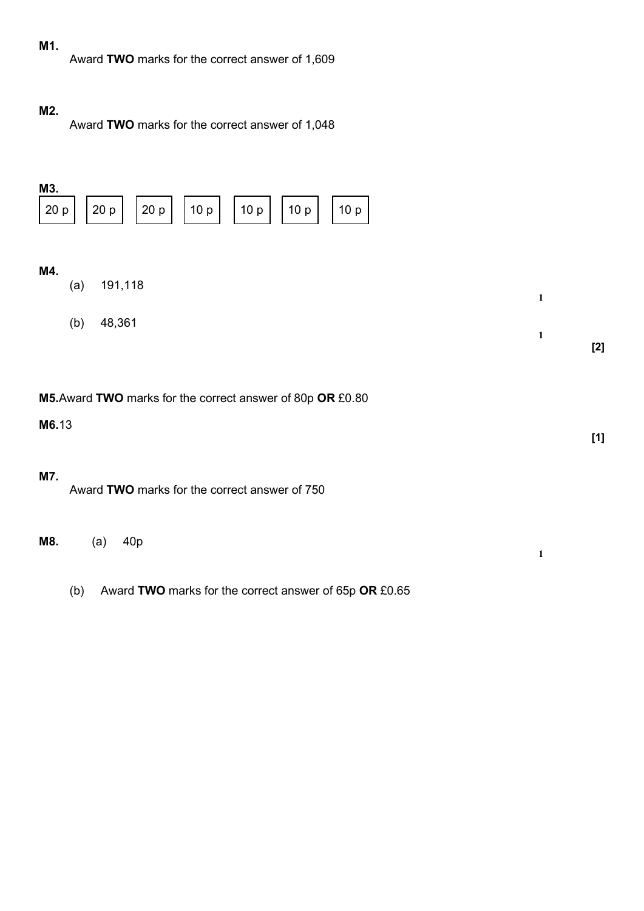**M1.**

Award **TWO** marks for the correct answer of 1,609

**M2.**

Award **TWO** marks for the correct answer of 1,048

**M3.**

| | | | | | | |
|---|---|---|---|---|---|---|
| 20 p | 20 p | 20 p | 10 p | 10 p | 10 p | 10 p |

**M4.**

(a) 191,118 — 1

(b) 48,361 — 1

**[2]**

**M5.** Award **TWO** marks for the correct answer of 80p **OR** £0.80

**M6.** 13

**[1]**

**M7.**

Award **TWO** marks for the correct answer of 750

**M8.** (a) 40p — 1

(b) Award **TWO** marks for the correct answer of 65p **OR** £0.65